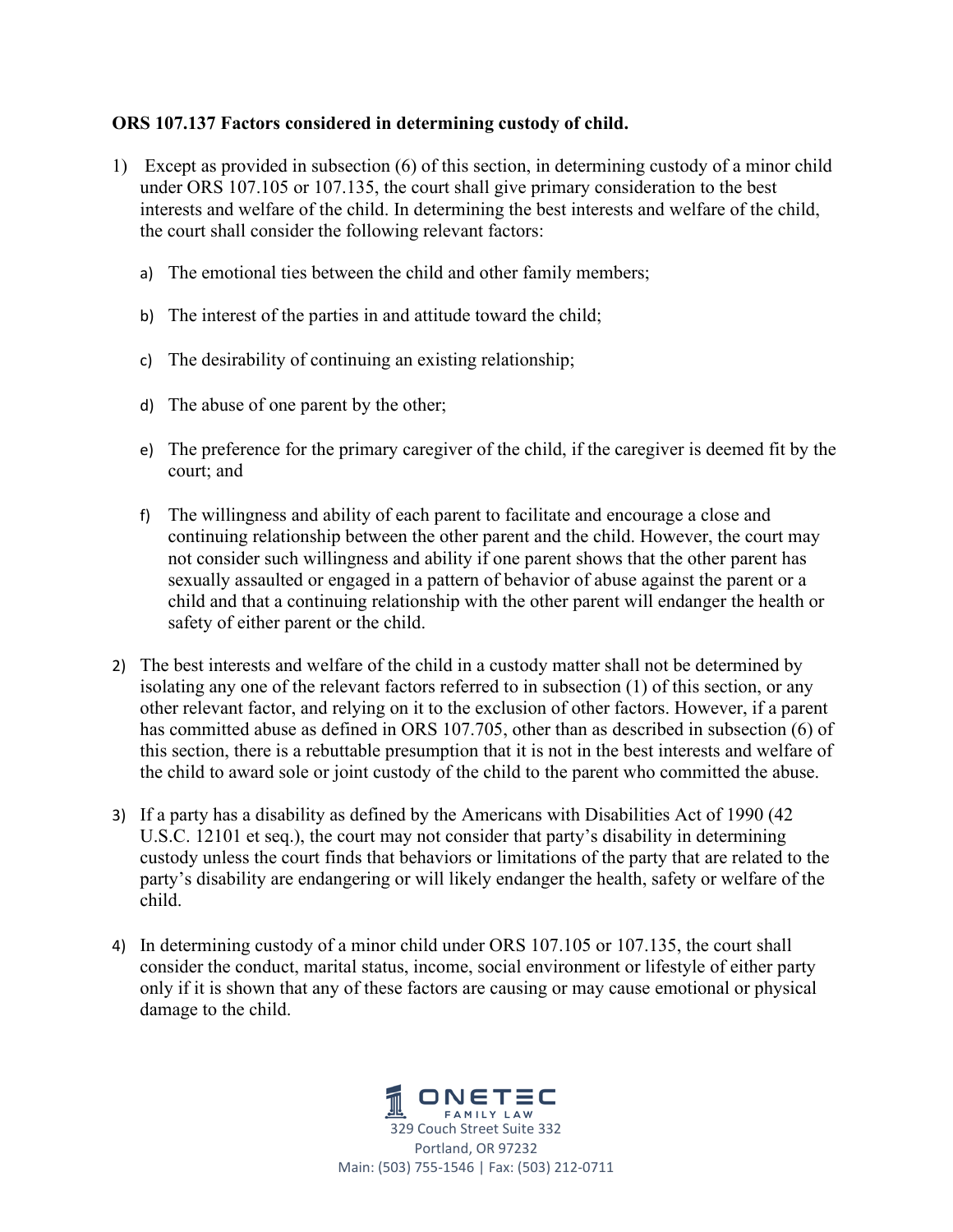**ORS 107.137 Factors considered in determining custody of child.**

1) Except as provided in subsection (6) of this section, in determining custody of a minor child under ORS 107.105 or 107.135, the court shall give primary consideration to the best interests and welfare of the child. In determining the best interests and welfare of the child, the court shall consider the following relevant factors:

   a) The emotional ties between the child and other family members;

   b) The interest of the parties in and attitude toward the child;

   c) The desirability of continuing an existing relationship;

   d) The abuse of one parent by the other;

   e) The preference for the primary caregiver of the child, if the caregiver is deemed fit by the court; and

   f) The willingness and ability of each parent to facilitate and encourage a close and continuing relationship between the other parent and the child. However, the court may not consider such willingness and ability if one parent shows that the other parent has sexually assaulted or engaged in a pattern of behavior of abuse against the parent or a child and that a continuing relationship with the other parent will endanger the health or safety of either parent or the child.

2) The best interests and welfare of the child in a custody matter shall not be determined by isolating any one of the relevant factors referred to in subsection (1) of this section, or any other relevant factor, and relying on it to the exclusion of other factors. However, if a parent has committed abuse as defined in ORS 107.705, other than as described in subsection (6) of this section, there is a rebuttable presumption that it is not in the best interests and welfare of the child to award sole or joint custody of the child to the parent who committed the abuse.

3) If a party has a disability as defined by the Americans with Disabilities Act of 1990 (42 U.S.C. 12101 et seq.), the court may not consider that party's disability in determining custody unless the court finds that behaviors or limitations of the party that are related to the party's disability are endangering or will likely endanger the health, safety or welfare of the child.

4) In determining custody of a minor child under ORS 107.105 or 107.135, the court shall consider the conduct, marital status, income, social environment or lifestyle of either party only if it is shown that any of these factors are causing or may cause emotional or physical damage to the child.

ONETEC FAMILY LAW
329 Couch Street Suite 332
Portland, OR 97232
Main: (503) 755-1546 | Fax: (503) 212-0711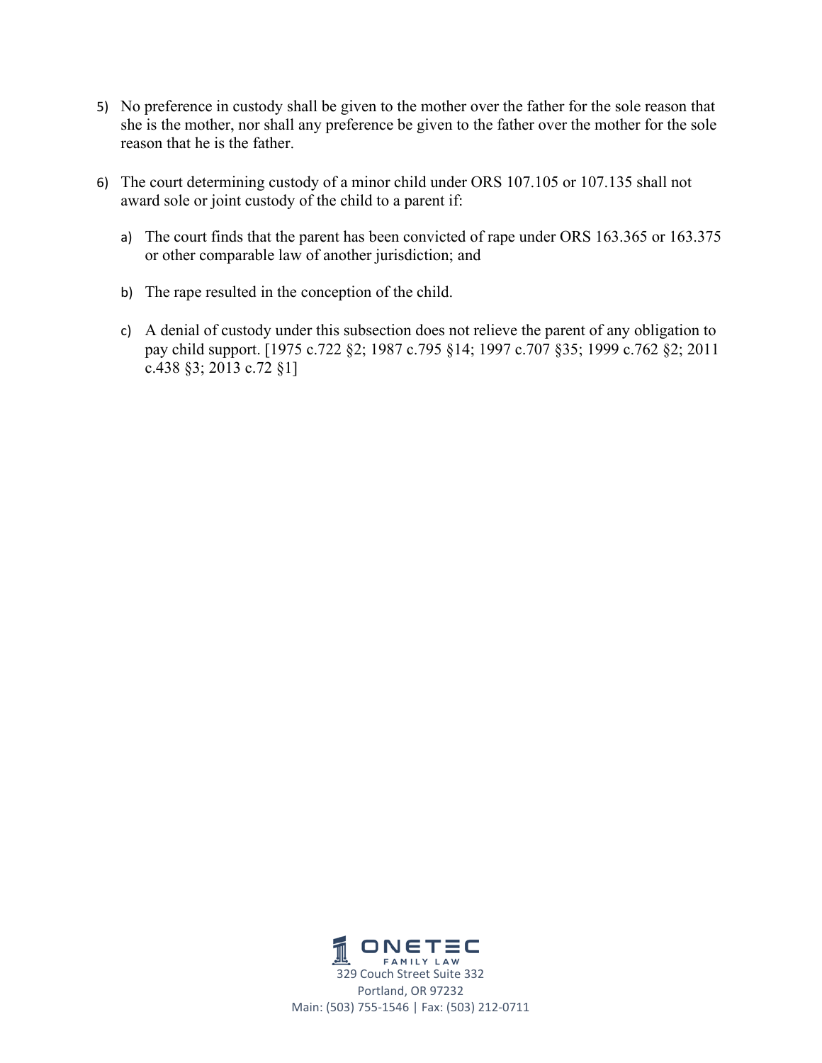5) No preference in custody shall be given to the mother over the father for the sole reason that she is the mother, nor shall any preference be given to the father over the mother for the sole reason that he is the father.

6) The court determining custody of a minor child under ORS 107.105 or 107.135 shall not award sole or joint custody of the child to a parent if:

   a) The court finds that the parent has been convicted of rape under ORS 163.365 or 163.375 or other comparable law of another jurisdiction; and

   b) The rape resulted in the conception of the child.

   c) A denial of custody under this subsection does not relieve the parent of any obligation to pay child support. [1975 c.722 §2; 1987 c.795 §14; 1997 c.707 §35; 1999 c.762 §2; 2011 c.438 §3; 2013 c.72 §1]